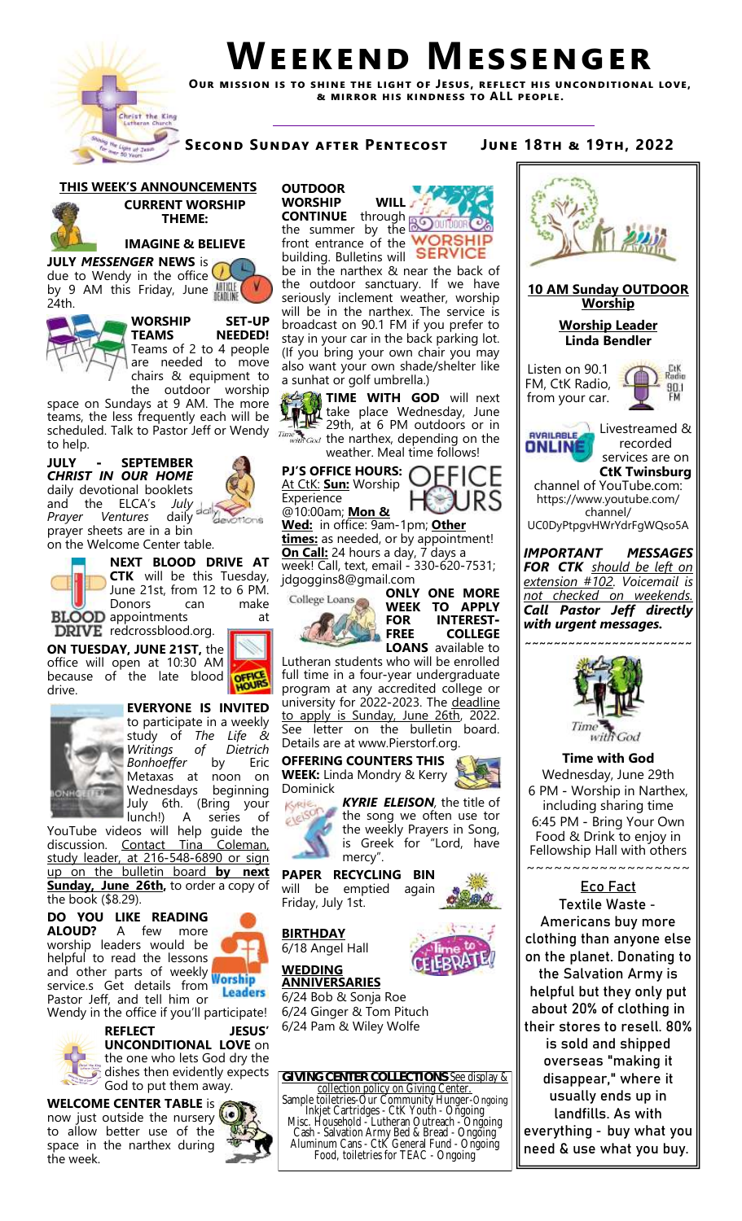# Weekend Messenger

**Our mission is to shine the light of Jesus, reflect his unconditional love, & mirror his kindness to ALL people.**

## Second Sunday after Pentecost — June 18th & 19th, 2022

### THIS WEEK'S ANNOUNCEMENTS

**CURRENT WORSHIP THEME:**

**IMAGINE & BELIEVE**

**JULY *MESSENGER* NEWS** is due to Wendy in the office by 9 AM this Friday, June 24th.

**WORSHIP SET-UP TEAMS NEEDED!** Teams of 2 to 4 people are needed to move chairs & equipment to the outdoor worship space on Sundays at 9 AM. The more teams, the less frequently each will be scheduled. Talk to Pastor Jeff or Wendy to help.

**JULY - SEPTEMBER *CHRIST IN OUR HOME*** daily devotional booklets and the ELCA's *July Prayer Ventures* daily prayer sheets are in a bin on the Welcome Center table.

**NEXT BLOOD DRIVE AT CTK** will be this Tuesday, June 21st, from 12 to 6 PM. Donors can make appointments at redcrossblood.org.

**ON TUESDAY, JUNE 21ST,** the office will open at 10:30 AM because of the late blood drive.

**EVERYONE IS INVITED** to participate in a weekly study of *The Life & Writings of Dietrich Bonhoeffer* by Eric Metaxas at noon on Wednesdays beginning July 6th. (Bring your lunch!) A series of YouTube videos will help guide the discussion. Contact Tina Coleman, study leader, at 216-548-6890 or sign up on the bulletin board **by next Sunday, June 26th,** to order a copy of the book ($8.29).

**DO YOU LIKE READING ALOUD?** A few more worship leaders would be helpful to read the lessons and other parts of weekly service.s Get details from Pastor Jeff, and tell him or Wendy in the office if you'll participate!

**REFLECT JESUS' UNCONDITIONAL LOVE** on the one who lets God dry the dishes then evidently expects God to put them away.

**WELCOME CENTER TABLE** is now just outside the nursery to allow better use of the space in the narthex during the week.

**OUTDOOR WORSHIP WILL CONTINUE** through the summer by the front entrance of the building. Bulletins will be in the narthex & near the back of the outdoor sanctuary. If we have seriously inclement weather, worship will be in the narthex. The service is broadcast on 90.1 FM if you prefer to stay in your car in the back parking lot. (If you bring your own chair you may also want your own shade/shelter like a sunhat or golf umbrella.)

**TIME WITH GOD** will next take place Wednesday, June 29th, at 6 PM outdoors or in the narthex, depending on the weather. Meal time follows!

**PJ'S OFFICE HOURS:** At CtK: **Sun:** Worship Experience @10:00am; **Mon & Wed:** in office: 9am-1pm; **Other times:** as needed, or by appointment! **On Call:** 24 hours a day, 7 days a week! Call, text, email - 330-620-7531; jdgoggins8@gmail.com

**ONLY ONE MORE WEEK TO APPLY FOR INTEREST-FREE COLLEGE LOANS** available to Lutheran students who will be enrolled full time in a four-year undergraduate program at any accredited college or university for 2022-2023. The deadline to apply is Sunday, June 26th, 2022. See letter on the bulletin board. Details are at www.Pierstorf.org.

**OFFERING COUNTERS THIS WEEK:** Linda Mondry & Kerry Dominick

***KYRIE ELEISON***, the title of the song we often use tor the weekly Prayers in Song, is Greek for "Lord, have mercy".

**PAPER RECYCLING BIN** will be emptied again Friday, July 1st.

**BIRTHDAY**

6/18 Angel Hall

**WEDDING ANNIVERSARIES**

6/24 Bob & Sonja Roe
6/24 Ginger & Tom Pituch
6/24 Pam & Wiley Wolfe

**GIVING CENTER COLLECTIONS** See display & collection policy on Giving Center.
Sample toiletries-Our Community Hunger-Ongoing
Inkjet Cartridges - CtK Youth - Ongoing
Misc. Household - Lutheran Outreach - Ongoing
Cash - Salvation Army Bed & Bread - Ongoing
Aluminum Cans - CtK General Fund - Ongoing
Food, toiletries for TEAC - Ongoing

---

**10 AM Sunday OUTDOOR Worship**

**Worship Leader**
**Linda Bendler**

Listen on 90.1 FM, CtK Radio, from your car.

Livestreamed & recorded services are on **CtK Twinsburg** channel of YouTube.com: https://www.youtube.com/channel/UC0DyPtpgvHWrYdrFgWQso5A

***IMPORTANT MESSAGES FOR CTK** should be left on extension #102. Voicemail is not checked on weekends. **Call Pastor Jeff directly with urgent messages.***

~~~~~~~~~~~~~~~~~~~~~~

**Time with God**

Wednesday, June 29th
6 PM - Worship in Narthex, including sharing time
6:45 PM - Bring Your Own Food & Drink to enjoy in Fellowship Hall with others

~~~~~~~~~~~~~~~~~~

**Eco Fact**

Textile Waste - Americans buy more clothing than anyone else on the planet. Donating to the Salvation Army is helpful but they only put about 20% of clothing in their stores to resell. 80% is sold and shipped overseas "making it disappear," where it usually ends up in landfills. As with everything - buy what you need & use what you buy.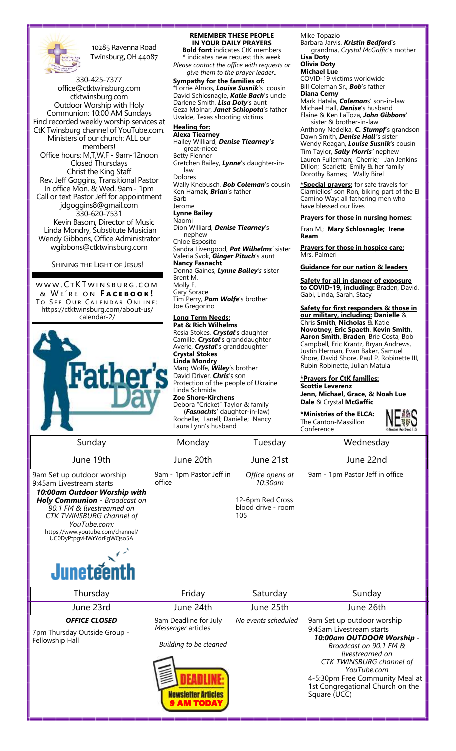10285 Ravenna Road
Twinsburg, OH 44087

330-425-7377
office@ctktwinsburg.com
ctktwinsburg.com
Outdoor Worship with Holy Communion: 10:00 AM Sundays
Find recorded weekly worship services at CtK Twinsburg channel of YouTube.com.
Ministers of our church: ALL our members!
Office hours: M,T,W,F - 9am-12noon
Closed Thursdays

Christ the King Staff
Rev. Jeff Goggins, Transitional Pastor
In office Mon. & Wed. 9am - 1pm
Call or text Pastor Jeff for appointment
jdgoggins8@gmail.com
330-620-7531
Kevin Basom, Director of Music
Linda Mondry, Substitute Musician
Wendy Gibbons, Office Administrator
wgibbons@ctktwinsburg.com

SHINING THE LIGHT OF JESUS!

WWW.CTKTWINSBURG.COM & WE'RE ON **FACEBOOK!**
TO SEE OUR CALENDAR ONLINE: https://ctktwinsburg.com/about-us/calendar-2/

Father's Day

## REMEMBER THESE PEOPLE IN YOUR DAILY PRAYERS

**Bold font** indicates CtK members
* indicates new request this week
*Please contact the office with requests or give them to the prayer leader..*

**Sympathy for the families of:**
*Lorrie Almos, ***Louise Susnik***'s cousin
David Schlosnagle, ***Katie Bach***'s uncle
Darlene Smith, ***Lisa Doty***'s aunt
Geza Molnar, ***Janet Schiopota***'s father
Uvalde, Texas shooting victims

**Healing for:**
**Alexa Tiearney**
Hailey Williard, ***Denise Tiearney's*** great-niece
Betty Flenner
Gretchen Bailey, ***Lynne***'s daughter-in-law
Dolores
Wally Knebusch, ***Bob Coleman***'s cousin
Ken Harnak, ***Brian***'s father
Barb
Jerome
**Lynne Bailey**
Naomi
Dion Williard, ***Denise Tiearney***'s nephew
Chloe Esposito
Sandra Livengood, ***Pat Wilhelms'*** sister
Valeria Svok, ***Ginger Pitush***'s aunt
**Nancy Fasnacht**
Donna Gaines, ***Lynne Bailey's*** sister
Brent M.
Molly F.
Gary Sorace
Tim Perry, ***Pam Wolfe***'s brother
Joe Gregorino

**Long Term Needs:**
**Pat & Rich Wilhelms**
Resia Stokes, ***Crystal***'s daughter
Camille, ***Crystal***'s granddaughter
Averie, ***Crystal***'s granddaughter
**Crystal Stokes**
**Linda Mondry**
Marq Wolfe, ***Wiley***'s brother
David Driver, ***Chris***'s son
Protection of the people of Ukraine
Linda Schmida
**Zoe Shore-Kirchens**
Debora "Cricket" Taylor & family (***Fasnacht***s' daughter-in-law)
Rochelle; Lanell; Danielle; Nancy
Laura Lynn's husband
Mike Topazio
Barbara Jarvis, ***Kristin Bedford***'s grandma, ***Crystal McGaffic***'s mother
**Lisa Doty**
**Olivia Doty**
**Michael Lue**
COVID-19 victims worldwide
Bill Coleman Sr., ***Bob***'s father
**Diana Cerny**
Mark Hatala, ***Coleman***s' son-in-law
Michael Hall, ***Denise***'s husband
Elaine & Ken LaToza, ***John Gibbons***' sister & brother-in-law
Anthony Nedelka, ***C. Stumpf***'s grandson
Dawn Smith, ***Denise Hall***'s sister
Wendy Reagan, ***Louise Susnik's*** cousin
Tim Taylor, ***Sally Morris'*** nephew
Lauren Fullerman; Cherrie; Jan Jenkins
Dillon; Scarlett; Emily & her family
Dorothy Barnes; Wally Birel

**\*Special prayers:** for safe travels for Ciarniellos' son Ron, biking part of the El Camino Way; all fathering men who have blessed our lives

**Prayers for those in nursing homes:**
Fran M.; **Mary Schlosnagle; Irene Ream**

**Prayers for those in hospice care:**
Mrs. Palmeri

**Guidance for our nation & leaders**

**Safety for all in danger of exposure to COVID-19, including:** Braden, David, Gabi, Linda, Sarah, Stacy

**Safety for first responders & those in our military, including: Danielle** & Chris **Smith**, **Nicholas** & Katie **Novotney**, **Eric Spaeth**, **Kevin Smith**, **Aaron Smith**, **Braden**, Brie Costa, Bob Campbell, Eric Krantz, Bryan Andrews, Justin Herman, Evan Baker, Samuel Shore, David Shore, Paul P. Robinette III, Rubin Robinette, Julian Matula

**\*Prayers for CtK families:**
**Scottie Leverenz**
**Jenn, Michael, Grace, & Noah Lue**
**Dale** & Crystal **McGaffic**

**\*Ministries of the ELCA:**
The Canton-Massillon Conference

| Sunday | Monday | Tuesday | Wednesday |
|---|---|---|---|
| June 19th | June 20th | June 21st | June 22nd |
| 9am Set up outdoor worship<br>9:45am Livestream starts<br>***10:00am Outdoor Worship with Holy Communion*** *- Broadcast on 90.1 FM & livestreamed on CTK TWINSBURG channel of YouTube.com:*<br>https://www.youtube.com/channel/UC0DyPtpgvHWrYdrFgWQso5A<br>Juneteenth | 9am - 1pm Pastor Jeff in office | *Office opens at 10:30am*<br>12-6pm Red Cross blood drive - room 105 | 9am - 1pm Pastor Jeff in office |

| Thursday | Friday | Saturday | Sunday |
|---|---|---|---|
| June 23rd | June 24th | June 25th | June 26th |
| ***OFFICE CLOSED***<br>7pm Thursday Outside Group - Fellowship Hall | 9am Deadline for July *Messenger* articles<br>*Building to be cleaned*<br>DEADLINE: Newsletter Articles 9 AM TODAY | *No events scheduled* | 9am Set up outdoor worship<br>9:45am Livestream starts<br>***10:00am OUTDOOR Worship*** *- Broadcast on 90.1 FM & livestreamed on CTK TWINSBURG channel of YouTube.com*<br>4-5:30pm Free Community Meal at 1st Congregational Church on the Square (UCC) |